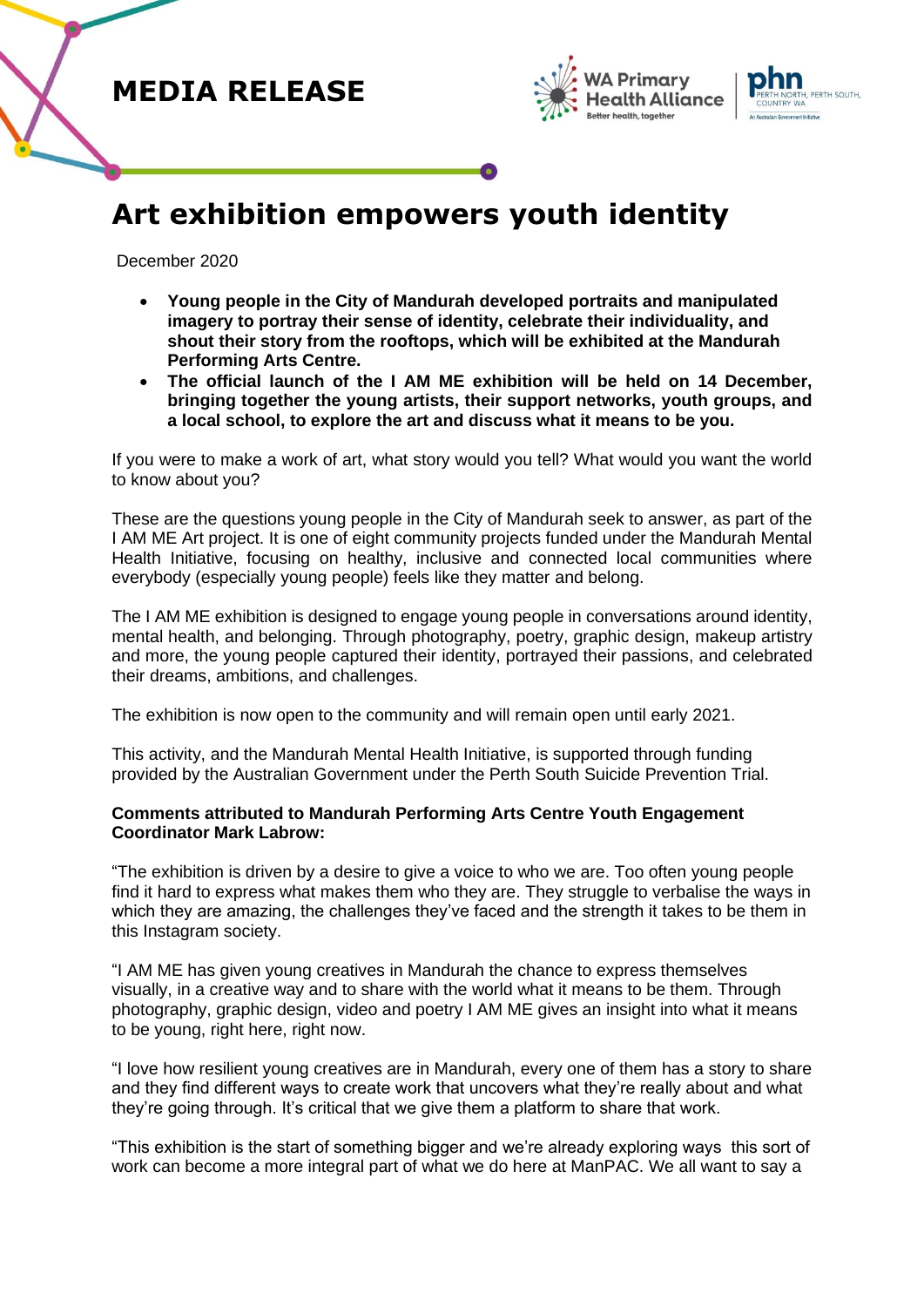**MEDIA RELEASE**

# Art exhibition empowers youth identity

December 2020

- **Young people in the City of Mandurah developed portraits and manipulated imagery to portray their sense of identity, celebrate their individuality, and shout their story from the rooftops, which will be exhibited at the Mandurah Performing Arts Centre.**
- **The official launch of the I AM ME exhibition will be held on 14 December, bringing together the young artists, their support networks, youth groups, and a local school, to explore the art and discuss what it means to be you.**

If you were to make a work of art, what story would you tell? What would you want the world to know about you?

These are the questions young people in the City of Mandurah seek to answer, as part of the I AM ME Art project. It is one of eight community projects funded under the Mandurah Mental Health Initiative, focusing on healthy, inclusive and connected local communities where everybody (especially young people) feels like they matter and belong.

The I AM ME exhibition is designed to engage young people in conversations around identity, mental health, and belonging. Through photography, poetry, graphic design, makeup artistry and more, the young people captured their identity, portrayed their passions, and celebrated their dreams, ambitions, and challenges.

The exhibition is now open to the community and will remain open until early 2021.

This activity, and the Mandurah Mental Health Initiative, is supported through funding provided by the Australian Government under the Perth South Suicide Prevention Trial.

**Comments attributed to Mandurah Performing Arts Centre Youth Engagement Coordinator Mark Labrow:**

"The exhibition is driven by a desire to give a voice to who we are. Too often young people find it hard to express what makes them who they are. They struggle to verbalise the ways in which they are amazing, the challenges they've faced and the strength it takes to be them in this Instagram society.

"I AM ME has given young creatives in Mandurah the chance to express themselves visually, in a creative way and to share with the world what it means to be them. Through photography, graphic design, video and poetry I AM ME gives an insight into what it means to be young, right here, right now.

"I love how resilient young creatives are in Mandurah, every one of them has a story to share and they find different ways to create work that uncovers what they're really about and what they're going through. It's critical that we give them a platform to share that work.

"This exhibition is the start of something bigger and we're already exploring ways this sort of work can become a more integral part of what we do here at ManPAC. We all want to say a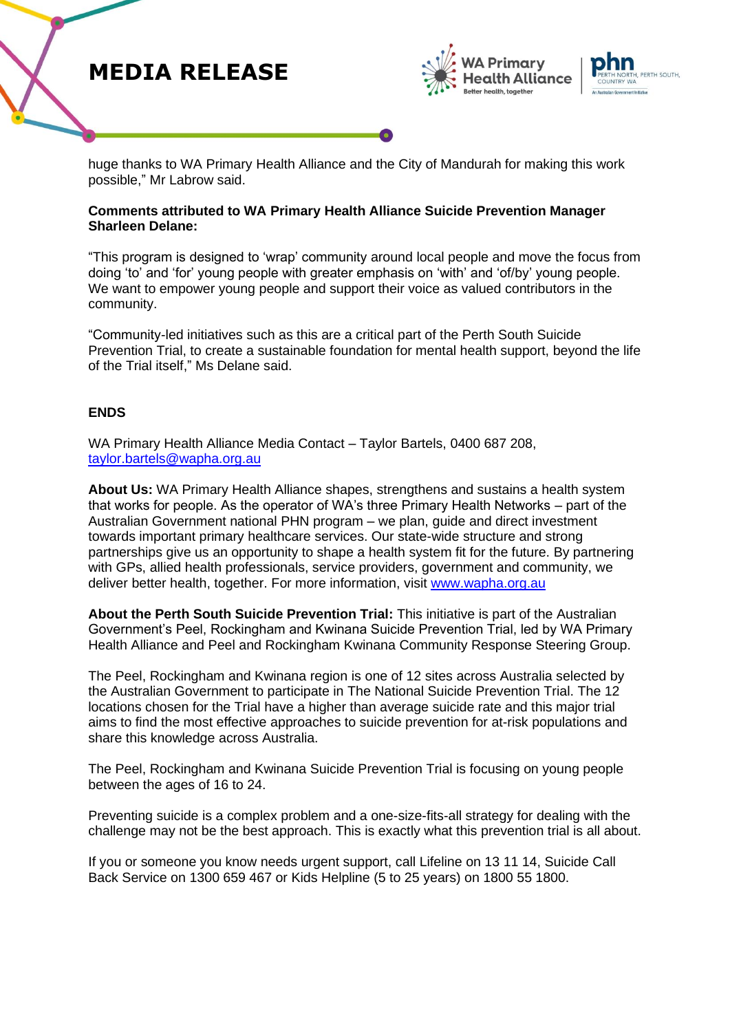huge thanks to WA Primary Health Alliance and the City of Mandurah for making this work possible," Mr Labrow said.

**Comments attributed to WA Primary Health Alliance Suicide Prevention Manager Sharleen Delane:**

"This program is designed to 'wrap' community around local people and move the focus from doing 'to' and 'for' young people with greater emphasis on 'with' and 'of/by' young people. We want to empower young people and support their voice as valued contributors in the community.

"Community-led initiatives such as this are a critical part of the Perth South Suicide Prevention Trial, to create a sustainable foundation for mental health support, beyond the life of the Trial itself," Ms Delane said.

**ENDS**

WA Primary Health Alliance Media Contact – Taylor Bartels, 0400 687 208, [taylor.bartels@wapha.org.au](mailto:taylor.bartels@wapha.org.au)

**About Us:** WA Primary Health Alliance shapes, strengthens and sustains a health system that works for people. As the operator of WA's three Primary Health Networks – part of the Australian Government national PHN program – we plan, guide and direct investment towards important primary healthcare services. Our state-wide structure and strong partnerships give us an opportunity to shape a health system fit for the future. By partnering with GPs, allied health professionals, service providers, government and community, we deliver better health, together. For more information, visit [www.wapha.org.au](http://www.wapha.org.au)

**About the Perth South Suicide Prevention Trial:** This initiative is part of the Australian Government's Peel, Rockingham and Kwinana Suicide Prevention Trial, led by WA Primary Health Alliance and Peel and Rockingham Kwinana Community Response Steering Group.

The Peel, Rockingham and Kwinana region is one of 12 sites across Australia selected by the Australian Government to participate in The National Suicide Prevention Trial. The 12 locations chosen for the Trial have a higher than average suicide rate and this major trial aims to find the most effective approaches to suicide prevention for at-risk populations and share this knowledge across Australia.

The Peel, Rockingham and Kwinana Suicide Prevention Trial is focusing on young people between the ages of 16 to 24.

Preventing suicide is a complex problem and a one-size-fits-all strategy for dealing with the challenge may not be the best approach. This is exactly what this prevention trial is all about.

If you or someone you know needs urgent support, call Lifeline on 13 11 14, Suicide Call Back Service on 1300 659 467 or Kids Helpline (5 to 25 years) on 1800 55 1800.